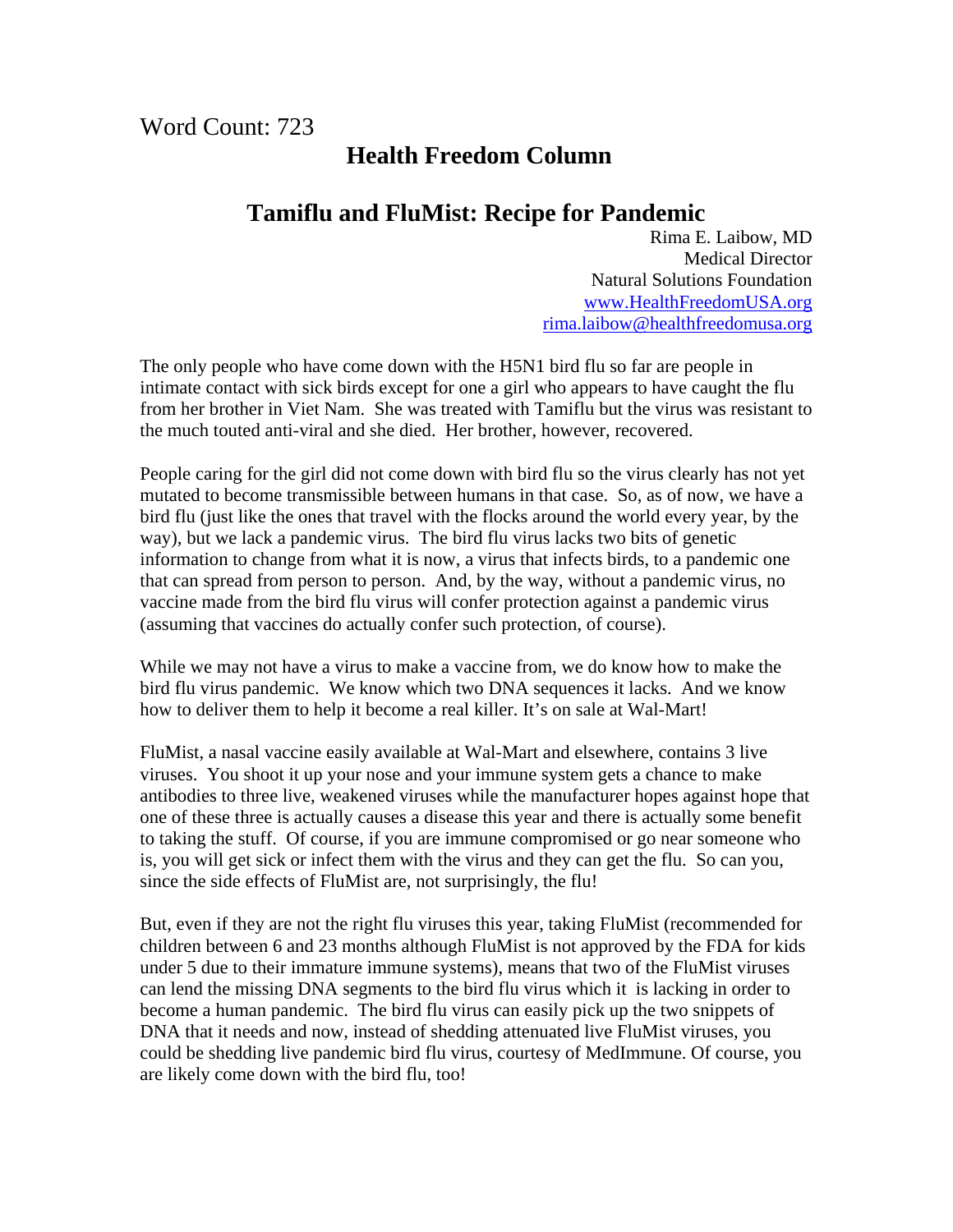Word Count: 723

# Health Freedom Column

## Tamiflu and FluMist: Recipe for Pandemic

Rima E. Laibow, MD
Medical Director
Natural Solutions Foundation
www.HealthFreedomUSA.org
rima.laibow@healthfreedomusa.org

The only people who have come down with the H5N1 bird flu so far are people in intimate contact with sick birds except for one a girl who appears to have caught the flu from her brother in Viet Nam. She was treated with Tamiflu but the virus was resistant to the much touted anti-viral and she died. Her brother, however, recovered.

People caring for the girl did not come down with bird flu so the virus clearly has not yet mutated to become transmissible between humans in that case. So, as of now, we have a bird flu (just like the ones that travel with the flocks around the world every year, by the way), but we lack a pandemic virus. The bird flu virus lacks two bits of genetic information to change from what it is now, a virus that infects birds, to a pandemic one that can spread from person to person. And, by the way, without a pandemic virus, no vaccine made from the bird flu virus will confer protection against a pandemic virus (assuming that vaccines do actually confer such protection, of course).

While we may not have a virus to make a vaccine from, we do know how to make the bird flu virus pandemic. We know which two DNA sequences it lacks. And we know how to deliver them to help it become a real killer. It's on sale at Wal-Mart!

FluMist, a nasal vaccine easily available at Wal-Mart and elsewhere, contains 3 live viruses. You shoot it up your nose and your immune system gets a chance to make antibodies to three live, weakened viruses while the manufacturer hopes against hope that one of these three is actually causes a disease this year and there is actually some benefit to taking the stuff. Of course, if you are immune compromised or go near someone who is, you will get sick or infect them with the virus and they can get the flu. So can you, since the side effects of FluMist are, not surprisingly, the flu!

But, even if they are not the right flu viruses this year, taking FluMist (recommended for children between 6 and 23 months although FluMist is not approved by the FDA for kids under 5 due to their immature immune systems), means that two of the FluMist viruses can lend the missing DNA segments to the bird flu virus which it is lacking in order to become a human pandemic. The bird flu virus can easily pick up the two snippets of DNA that it needs and now, instead of shedding attenuated live FluMist viruses, you could be shedding live pandemic bird flu virus, courtesy of MedImmune. Of course, you are likely come down with the bird flu, too!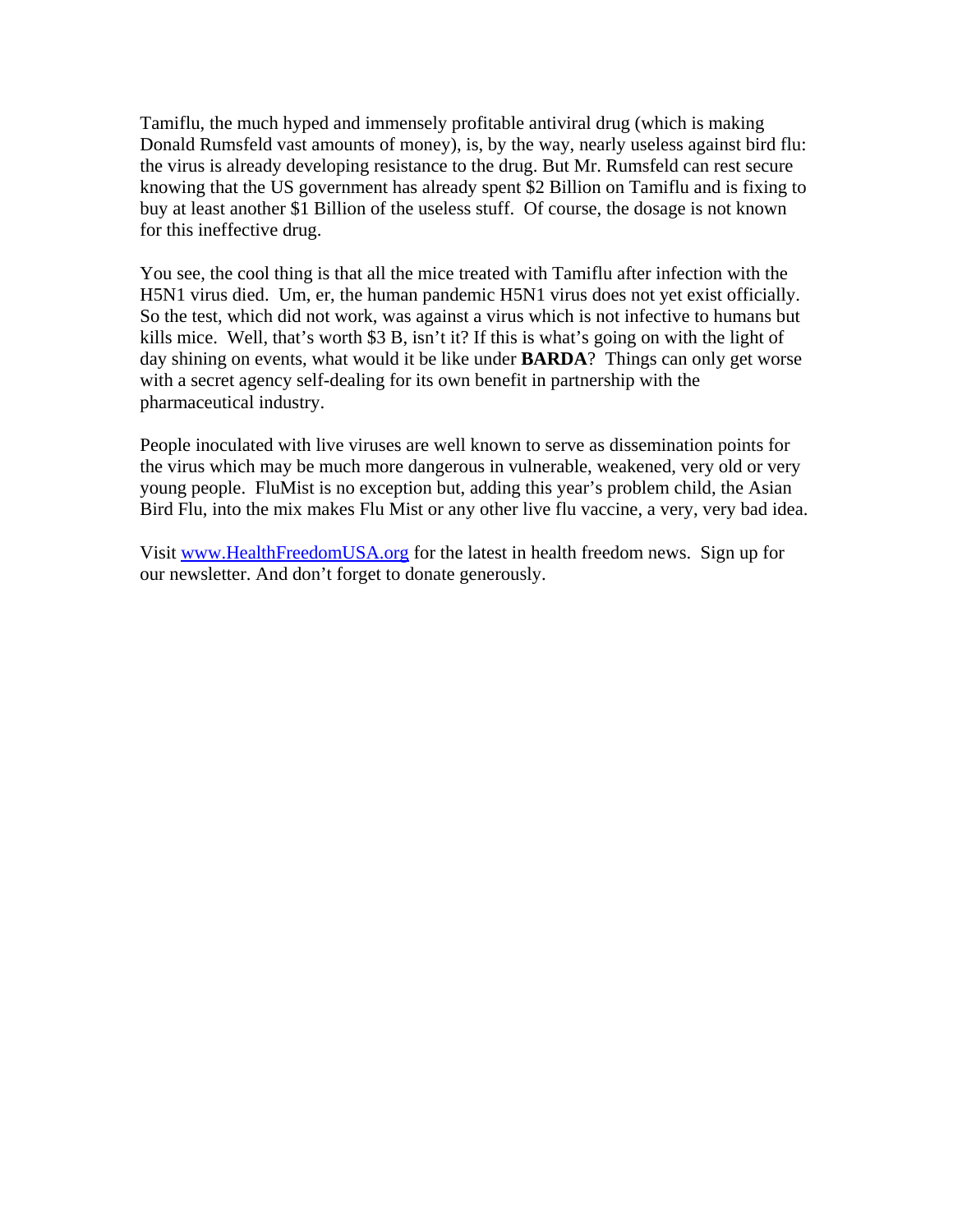Tamiflu, the much hyped and immensely profitable antiviral drug (which is making Donald Rumsfeld vast amounts of money), is, by the way, nearly useless against bird flu: the virus is already developing resistance to the drug. But Mr. Rumsfeld can rest secure knowing that the US government has already spent $2 Billion on Tamiflu and is fixing to buy at least another $1 Billion of the useless stuff. Of course, the dosage is not known for this ineffective drug.

You see, the cool thing is that all the mice treated with Tamiflu after infection with the H5N1 virus died. Um, er, the human pandemic H5N1 virus does not yet exist officially. So the test, which did not work, was against a virus which is not infective to humans but kills mice. Well, that's worth $3 B, isn't it? If this is what's going on with the light of day shining on events, what would it be like under **BARDA**? Things can only get worse with a secret agency self-dealing for its own benefit in partnership with the pharmaceutical industry.

People inoculated with live viruses are well known to serve as dissemination points for the virus which may be much more dangerous in vulnerable, weakened, very old or very young people. FluMist is no exception but, adding this year's problem child, the Asian Bird Flu, into the mix makes Flu Mist or any other live flu vaccine, a very, very bad idea.

Visit [www.HealthFreedomUSA.org](http://www.HealthFreedomUSA.org) for the latest in health freedom news. Sign up for our newsletter. And don't forget to donate generously.